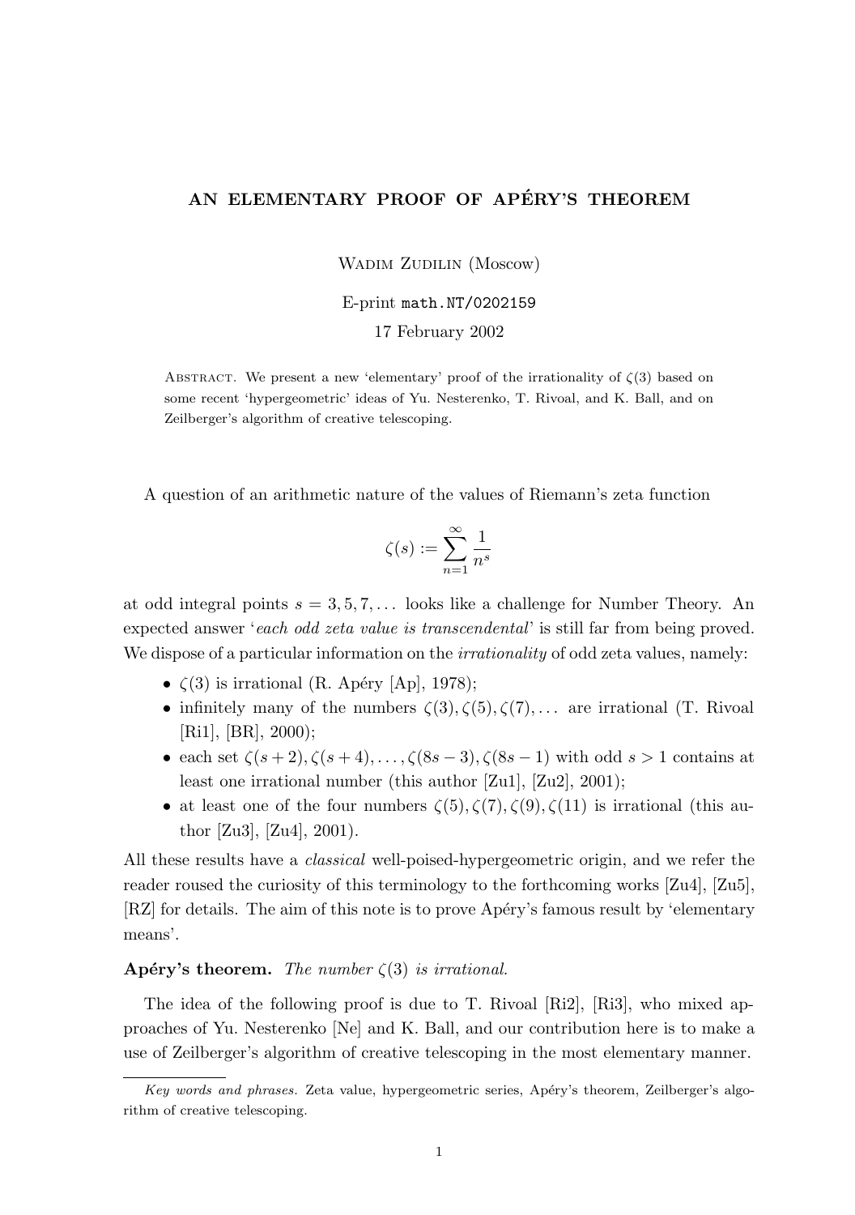# AN ELEMENTARY PROOF OF APÉRY'S THEOREM

WADIM ZUDILIN (Moscow)

E-print `math.NT/0202159`

17 February 2002

ABSTRACT. We present a new 'elementary' proof of the irrationality of $\zeta(3)$ based on some recent 'hypergeometric' ideas of Yu. Nesterenko, T. Rivoal, and K. Ball, and on Zeilberger's algorithm of creative telescoping.

A question of an arithmetic nature of the values of Riemann's zeta function

$$\zeta(s) := \sum_{n=1}^{\infty} \frac{1}{n^s}$$

at odd integral points $s = 3, 5, 7, \dots$ looks like a challenge for Number Theory. An expected answer '*each odd zeta value is transcendental*' is still far from being proved. We dispose of a particular information on the *irrationality* of odd zeta values, namely:

- $\zeta(3)$ is irrational (R. Apéry [Ap], 1978);
- infinitely many of the numbers $\zeta(3), \zeta(5), \zeta(7), \dots$ are irrational (T. Rivoal [Ri1], [BR], 2000);
- each set $\zeta(s+2), \zeta(s+4), \dots, \zeta(8s-3), \zeta(8s-1)$ with odd $s > 1$ contains at least one irrational number (this author [Zu1], [Zu2], 2001);
- at least one of the four numbers $\zeta(5), \zeta(7), \zeta(9), \zeta(11)$ is irrational (this author [Zu3], [Zu4], 2001).

All these results have a *classical* well-poised-hypergeometric origin, and we refer the reader roused the curiosity of this terminology to the forthcoming works [Zu4], [Zu5], [RZ] for details. The aim of this note is to prove Apéry's famous result by 'elementary means'.

**Apéry's theorem.** *The number $\zeta(3)$ is irrational.*

The idea of the following proof is due to T. Rivoal [Ri2], [Ri3], who mixed approaches of Yu. Nesterenko [Ne] and K. Ball, and our contribution here is to make a use of Zeilberger's algorithm of creative telescoping in the most elementary manner.

---

*Key words and phrases.* Zeta value, hypergeometric series, Apéry's theorem, Zeilberger's algorithm of creative telescoping.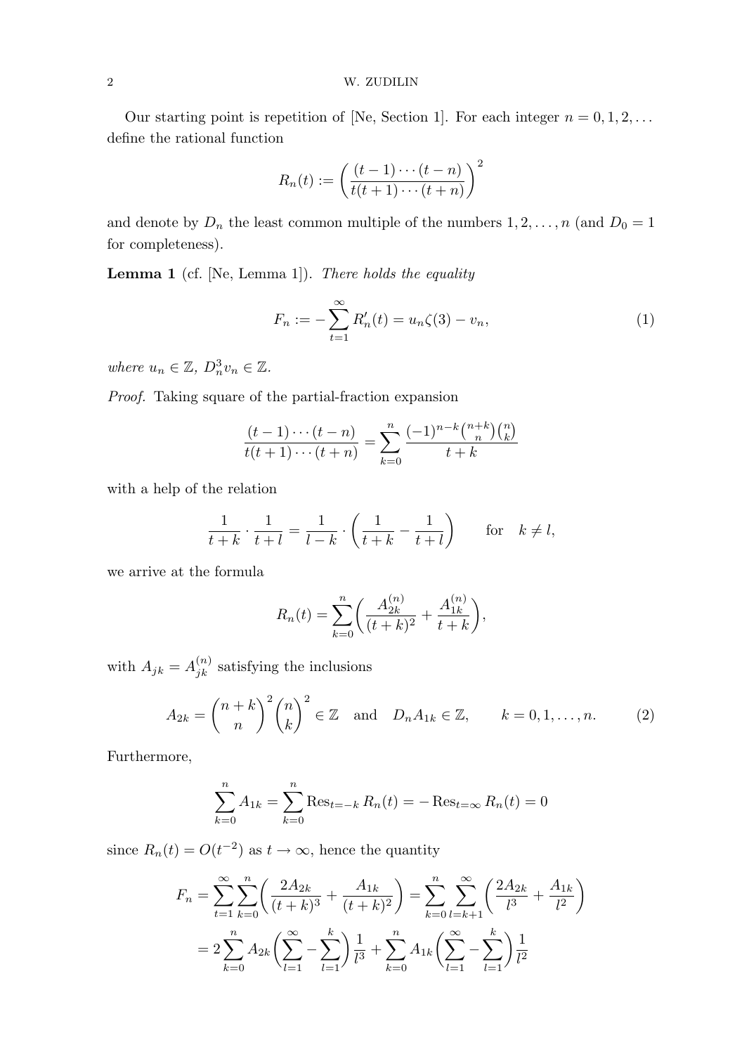Our starting point is repetition of [Ne, Section 1]. For each integer $n = 0, 1, 2, \dots$ define the rational function

$$R_n(t) := \left( \frac{(t-1)\cdots(t-n)}{t(t+1)\cdots(t+n)} \right)^2$$

and denote by $D_n$ the least common multiple of the numbers $1, 2, \dots, n$ (and $D_0 = 1$ for completeness).

**Lemma 1** (cf. [Ne, Lemma 1]). *There holds the equality*

$$F_n := -\sum_{t=1}^{\infty} R_n'(t) = u_n \zeta(3) - v_n, \tag{1}$$

*where $u_n \in \mathbb{Z}$, $D_n^3 v_n \in \mathbb{Z}$.*

*Proof.* Taking square of the partial-fraction expansion

$$\frac{(t-1)\cdots(t-n)}{t(t+1)\cdots(t+n)} = \sum_{k=0}^{n} \frac{(-1)^{n-k}\binom{n+k}{n}\binom{n}{k}}{t+k}$$

with a help of the relation

$$\frac{1}{t+k} \cdot \frac{1}{t+l} = \frac{1}{l-k} \cdot \left( \frac{1}{t+k} - \frac{1}{t+l} \right) \qquad \text{for} \quad k \neq l,$$

we arrive at the formula

$$R_n(t) = \sum_{k=0}^{n} \left( \frac{A_{2k}^{(n)}}{(t+k)^2} + \frac{A_{1k}^{(n)}}{t+k} \right),$$

with $A_{jk} = A_{jk}^{(n)}$ satisfying the inclusions

$$A_{2k} = \binom{n+k}{n}^2 \binom{n}{k}^2 \in \mathbb{Z} \quad \text{and} \quad D_n A_{1k} \in \mathbb{Z}, \qquad k = 0, 1, \dots, n. \tag{2}$$

Furthermore,

$$\sum_{k=0}^{n} A_{1k} = \sum_{k=0}^{n} \operatorname{Res}_{t=-k} R_n(t) = -\operatorname{Res}_{t=\infty} R_n(t) = 0$$

since $R_n(t) = O(t^{-2})$ as $t \to \infty$, hence the quantity

$$\begin{aligned} F_n &= \sum_{t=1}^{\infty} \sum_{k=0}^{n} \left( \frac{2A_{2k}}{(t+k)^3} + \frac{A_{1k}}{(t+k)^2} \right) = \sum_{k=0}^{n} \sum_{l=k+1}^{\infty} \left( \frac{2A_{2k}}{l^3} + \frac{A_{1k}}{l^2} \right) \\ &= 2\sum_{k=0}^{n} A_{2k} \left( \sum_{l=1}^{\infty} - \sum_{l=1}^{k} \right) \frac{1}{l^3} + \sum_{k=0}^{n} A_{1k} \left( \sum_{l=1}^{\infty} - \sum_{l=1}^{k} \right) \frac{1}{l^2} \end{aligned}$$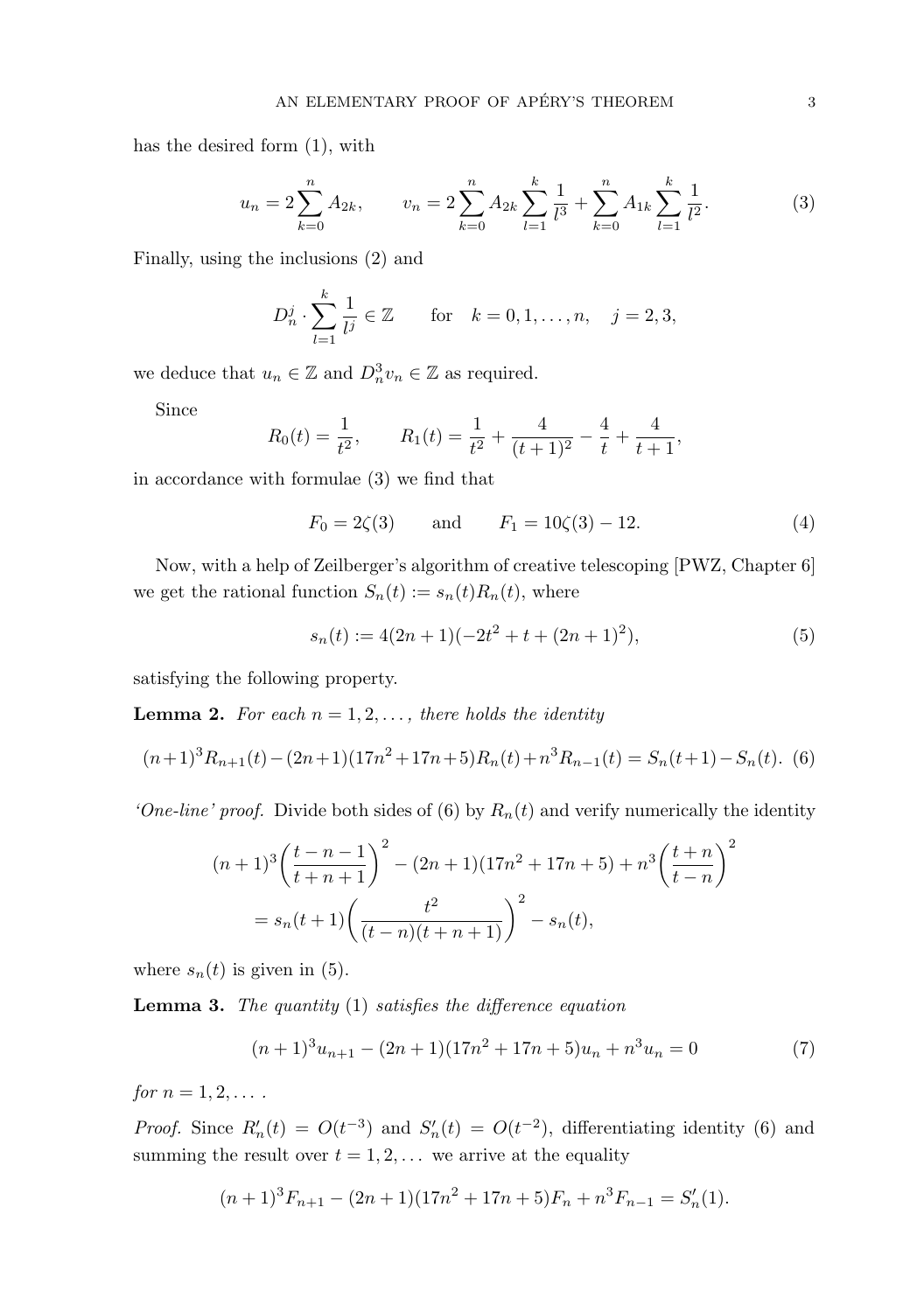has the desired form (1), with

$$u_n = 2\sum_{k=0}^{n} A_{2k}, \qquad v_n = 2\sum_{k=0}^{n} A_{2k}\sum_{l=1}^{k}\frac{1}{l^3} + \sum_{k=0}^{n} A_{1k}\sum_{l=1}^{k}\frac{1}{l^2}. \tag{3}$$

Finally, using the inclusions (2) and

$$D_n^j \cdot \sum_{l=1}^{k}\frac{1}{l^j} \in \mathbb{Z} \qquad \text{for} \quad k = 0, 1, \dots, n, \quad j = 2, 3,$$

we deduce that $u_n \in \mathbb{Z}$ and $D_n^3 v_n \in \mathbb{Z}$ as required.

Since

$$R_0(t) = \frac{1}{t^2}, \qquad R_1(t) = \frac{1}{t^2} + \frac{4}{(t+1)^2} - \frac{4}{t} + \frac{4}{t+1},$$

in accordance with formulae (3) we find that

$$F_0 = 2\zeta(3) \qquad \text{and} \qquad F_1 = 10\zeta(3) - 12. \tag{4}$$

Now, with a help of Zeilberger's algorithm of creative telescoping [PWZ, Chapter 6] we get the rational function $S_n(t) := s_n(t)R_n(t)$, where

$$s_n(t) := 4(2n+1)(-2t^2 + t + (2n+1)^2), \tag{5}$$

satisfying the following property.

**Lemma 2.** *For each $n = 1, 2, \dots,$ there holds the identity*

$$(n+1)^3 R_{n+1}(t) - (2n+1)(17n^2+17n+5)R_n(t) + n^3 R_{n-1}(t) = S_n(t+1) - S_n(t). \tag{6}$$

*'One-line' proof.* Divide both sides of (6) by $R_n(t)$ and verify numerically the identity

$$\begin{aligned}
(n+1)^3\left(\frac{t-n-1}{t+n+1}\right)^2 &- (2n+1)(17n^2+17n+5) + n^3\left(\frac{t+n}{t-n}\right)^2 \\
&= s_n(t+1)\left(\frac{t^2}{(t-n)(t+n+1)}\right)^2 - s_n(t),
\end{aligned}$$

where $s_n(t)$ is given in (5).

**Lemma 3.** *The quantity (1) satisfies the difference equation*

$$(n+1)^3 u_{n+1} - (2n+1)(17n^2+17n+5)u_n + n^3 u_n = 0 \tag{7}$$

*for $n = 1, 2, \dots$ .*

*Proof.* Since $R_n'(t) = O(t^{-3})$ and $S_n'(t) = O(t^{-2})$, differentiating identity (6) and summing the result over $t = 1, 2, \dots$ we arrive at the equality

$$(n+1)^3 F_{n+1} - (2n+1)(17n^2+17n+5)F_n + n^3 F_{n-1} = S_n'(1).$$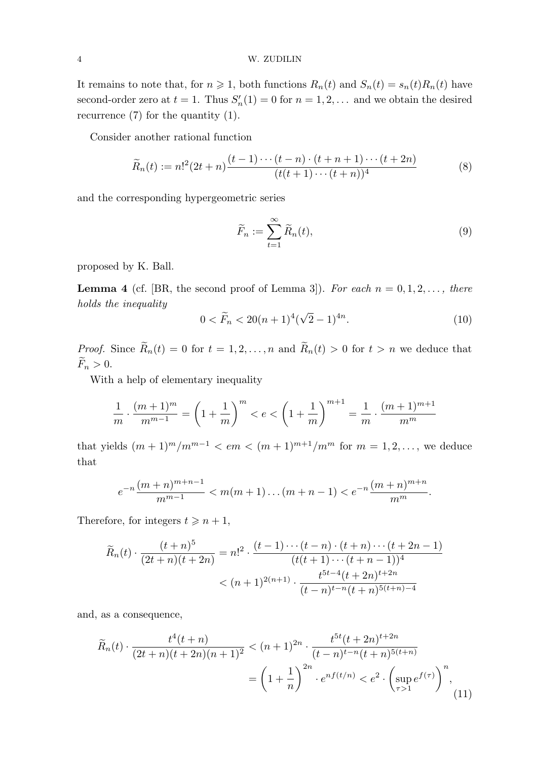It remains to note that, for $n \geqslant 1$, both functions $R_n(t)$ and $S_n(t) = s_n(t)R_n(t)$ have second-order zero at $t = 1$. Thus $S_n'(1) = 0$ for $n = 1, 2, \dots$ and we obtain the desired recurrence (7) for the quantity (1).

Consider another rational function

$$\widetilde{R}_n(t) := n!^2(2t+n)\frac{(t-1)\cdots(t-n)\cdot(t+n+1)\cdots(t+2n)}{(t(t+1)\cdots(t+n))^4} \tag{8}$$

and the corresponding hypergeometric series

$$\widetilde{F}_n := \sum_{t=1}^{\infty} \widetilde{R}_n(t), \tag{9}$$

proposed by K. Ball.

**Lemma 4** (cf. [BR, the second proof of Lemma 3]). *For each $n = 0, 1, 2, \dots$, there holds the inequality*

$$0 < \widetilde{F}_n < 20(n+1)^4(\sqrt{2}-1)^{4n}. \tag{10}$$

*Proof.* Since $\widetilde{R}_n(t) = 0$ for $t = 1, 2, \dots, n$ and $\widetilde{R}_n(t) > 0$ for $t > n$ we deduce that $\widetilde{F}_n > 0$.

With a help of elementary inequality

$$\frac{1}{m}\cdot\frac{(m+1)^m}{m^{m-1}} = \left(1+\frac{1}{m}\right)^m < e < \left(1+\frac{1}{m}\right)^{m+1} = \frac{1}{m}\cdot\frac{(m+1)^{m+1}}{m^m}$$

that yields $(m+1)^m/m^{m-1} < em < (m+1)^{m+1}/m^m$ for $m = 1, 2, \dots$, we deduce that

$$e^{-n}\frac{(m+n)^{m+n-1}}{m^{m-1}} < m(m+1)\dots(m+n-1) < e^{-n}\frac{(m+n)^{m+n}}{m^m}.$$

Therefore, for integers $t \geqslant n+1$,

$$\begin{aligned}
\widetilde{R}_n(t)\cdot\frac{(t+n)^5}{(2t+n)(t+2n)} &= n!^2\cdot\frac{(t-1)\cdots(t-n)\cdot(t+n)\cdots(t+2n-1)}{(t(t+1)\cdots(t+n-1))^4} \\
&< (n+1)^{2(n+1)}\cdot\frac{t^{5t-4}(t+2n)^{t+2n}}{(t-n)^{t-n}(t+n)^{5(t+n)-4}}
\end{aligned}$$

and, as a consequence,

$$\begin{aligned}
\widetilde{R}_n(t)\cdot\frac{t^4(t+n)}{(2t+n)(t+2n)(n+1)^2} &< (n+1)^{2n}\cdot\frac{t^{5t}(t+2n)^{t+2n}}{(t-n)^{t-n}(t+n)^{5(t+n)}} \\
&= \left(1+\frac{1}{n}\right)^{2n}\cdot e^{nf(t/n)} < e^2\cdot\left(\sup_{\tau>1} e^{f(\tau)}\right)^n,
\end{aligned} \tag{11}$$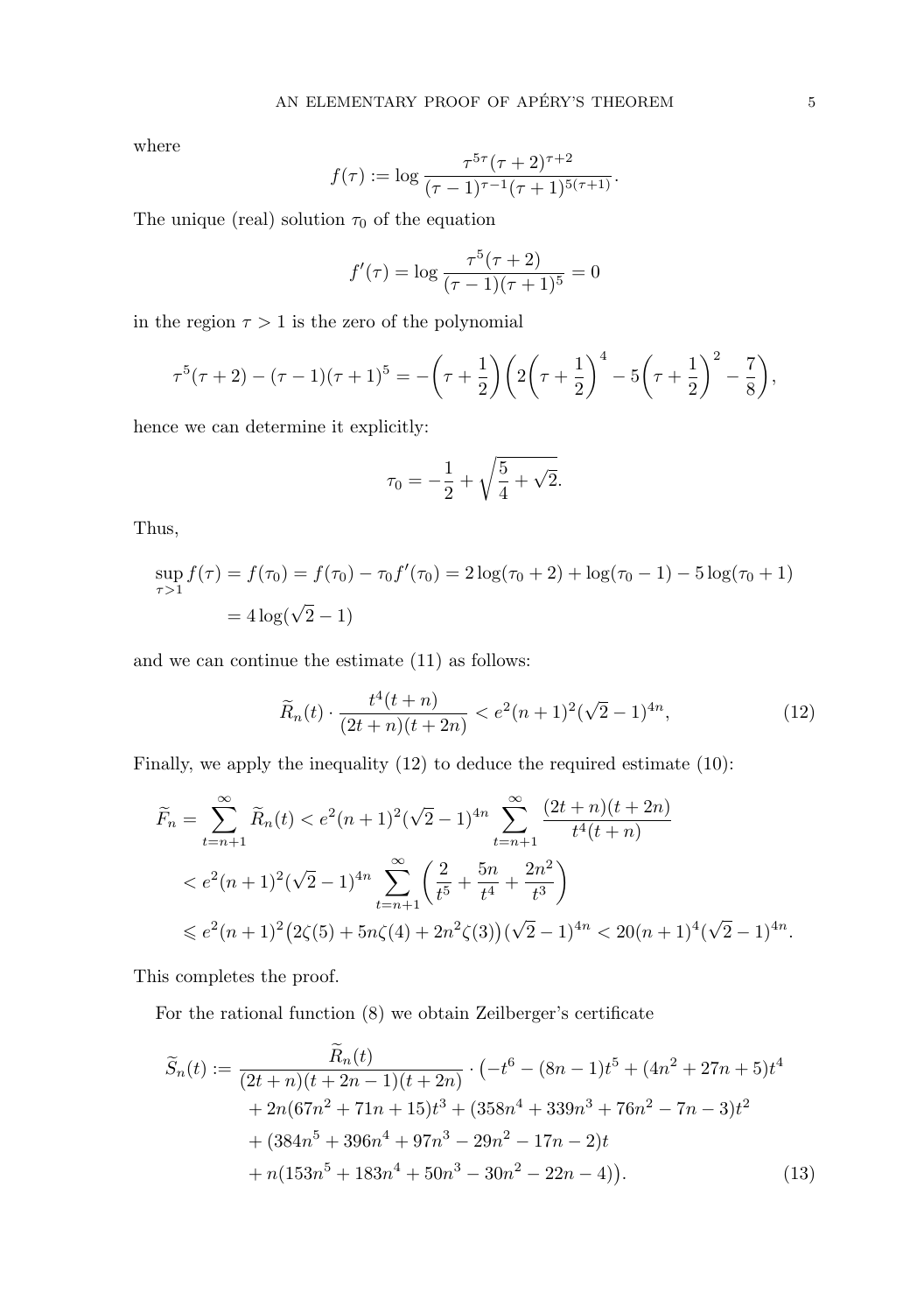where

$$f(\tau) := \log \frac{\tau^{5\tau}(\tau+2)^{\tau+2}}{(\tau-1)^{\tau-1}(\tau+1)^{5(\tau+1)}}.$$

The unique (real) solution $\tau_0$ of the equation

$$f'(\tau) = \log \frac{\tau^5(\tau+2)}{(\tau-1)(\tau+1)^5} = 0$$

in the region $\tau > 1$ is the zero of the polynomial

$$\tau^5(\tau+2) - (\tau-1)(\tau+1)^5 = -\left(\tau+\frac{1}{2}\right)\left(2\left(\tau+\frac{1}{2}\right)^4 - 5\left(\tau+\frac{1}{2}\right)^2 - \frac{7}{8}\right),$$

hence we can determine it explicitly:

$$\tau_0 = -\frac{1}{2} + \sqrt{\frac{5}{4}+\sqrt{2}}.$$

Thus,

$$\begin{aligned}
\sup_{\tau>1} f(\tau) = f(\tau_0) &= f(\tau_0) - \tau_0 f'(\tau_0) = 2\log(\tau_0+2) + \log(\tau_0-1) - 5\log(\tau_0+1) \\
&= 4\log(\sqrt{2}-1)
\end{aligned}$$

and we can continue the estimate (11) as follows:

$$\widetilde{R}_n(t) \cdot \frac{t^4(t+n)}{(2t+n)(t+2n)} < e^2(n+1)^2(\sqrt{2}-1)^{4n}, \tag{12}$$

Finally, we apply the inequality (12) to deduce the required estimate (10):

$$\begin{aligned}
\widetilde{F}_n = \sum_{t=n+1}^{\infty} \widetilde{R}_n(t) &< e^2(n+1)^2(\sqrt{2}-1)^{4n} \sum_{t=n+1}^{\infty} \frac{(2t+n)(t+2n)}{t^4(t+n)} \\
&< e^2(n+1)^2(\sqrt{2}-1)^{4n} \sum_{t=n+1}^{\infty} \left(\frac{2}{t^5} + \frac{5n}{t^4} + \frac{2n^2}{t^3}\right) \\
&\leqslant e^2(n+1)^2\big(2\zeta(5) + 5n\zeta(4) + 2n^2\zeta(3)\big)(\sqrt{2}-1)^{4n} < 20(n+1)^4(\sqrt{2}-1)^{4n}.
\end{aligned}$$

This completes the proof.

For the rational function (8) we obtain Zeilberger's certificate

$$\begin{aligned}
\widetilde{S}_n(t) := \frac{\widetilde{R}_n(t)}{(2t+n)(t+2n-1)(t+2n)} \cdot \big(&-t^6 - (8n-1)t^5 + (4n^2+27n+5)t^4 \\
&+ 2n(67n^2+71n+15)t^3 + (358n^4+339n^3+76n^2-7n-3)t^2 \\
&+ (384n^5+396n^4+97n^3-29n^2-17n-2)t \\
&+ n(153n^5+183n^4+50n^3-30n^2-22n-4)\big).
\end{aligned} \tag{13}$$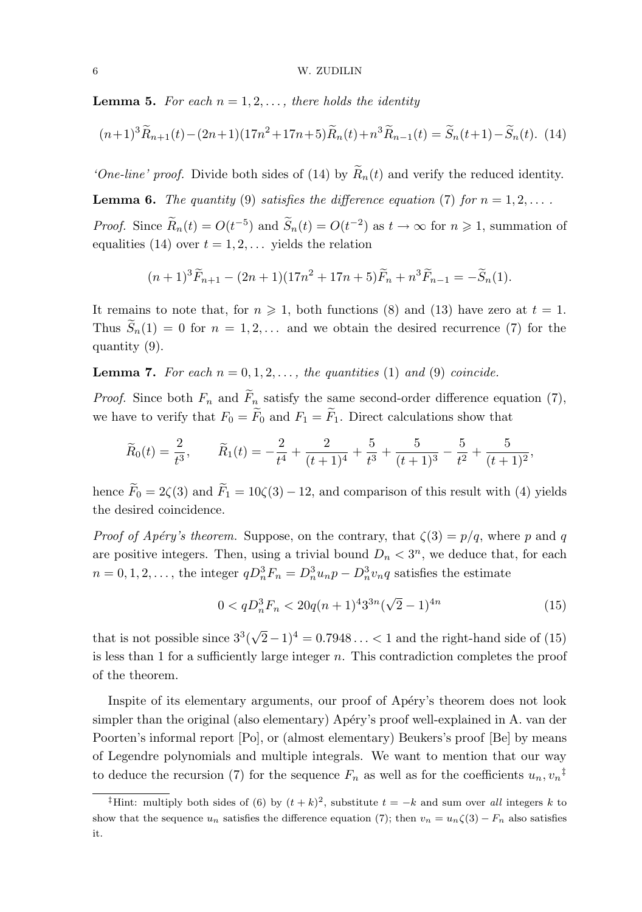**Lemma 5.** *For each $n = 1, 2, \dots,$ there holds the identity*

$$(n+1)^3\widetilde{R}_{n+1}(t) - (2n+1)(17n^2+17n+5)\widetilde{R}_n(t) + n^3\widetilde{R}_{n-1}(t) = \widetilde{S}_n(t+1) - \widetilde{S}_n(t). \quad (14)$$

*'One-line' proof.* Divide both sides of (14) by $\widetilde{R}_n(t)$ and verify the reduced identity.

**Lemma 6.** *The quantity* (9) *satisfies the difference equation* (7) *for $n = 1, 2, \dots$ .*

*Proof.* Since $\widetilde{R}_n(t) = O(t^{-5})$ and $\widetilde{S}_n(t) = O(t^{-2})$ as $t \to \infty$ for $n \geqslant 1$, summation of equalities (14) over $t = 1, 2, \dots$ yields the relation

$$(n+1)^3\widetilde{F}_{n+1} - (2n+1)(17n^2+17n+5)\widetilde{F}_n + n^3\widetilde{F}_{n-1} = -\widetilde{S}_n(1).$$

It remains to note that, for $n \geqslant 1$, both functions (8) and (13) have zero at $t = 1$. Thus $\widetilde{S}_n(1) = 0$ for $n = 1, 2, \dots$ and we obtain the desired recurrence (7) for the quantity (9).

**Lemma 7.** *For each $n = 0, 1, 2, \dots,$ the quantities* (1) *and* (9) *coincide.*

*Proof.* Since both $F_n$ and $\widetilde{F}_n$ satisfy the same second-order difference equation (7), we have to verify that $F_0 = \widetilde{F}_0$ and $F_1 = \widetilde{F}_1$. Direct calculations show that

$$\widetilde{R}_0(t) = \frac{2}{t^3}, \qquad \widetilde{R}_1(t) = -\frac{2}{t^4} + \frac{2}{(t+1)^4} + \frac{5}{t^3} + \frac{5}{(t+1)^3} - \frac{5}{t^2} + \frac{5}{(t+1)^2},$$

hence $\widetilde{F}_0 = 2\zeta(3)$ and $\widetilde{F}_1 = 10\zeta(3) - 12$, and comparison of this result with (4) yields the desired coincidence.

*Proof of Apéry's theorem.* Suppose, on the contrary, that $\zeta(3) = p/q$, where $p$ and $q$ are positive integers. Then, using a trivial bound $D_n < 3^n$, we deduce that, for each $n = 0, 1, 2, \dots,$ the integer $qD_n^3F_n = D_n^3u_np - D_n^3v_nq$ satisfies the estimate

$$0 < qD_n^3F_n < 20q(n+1)^4 3^{3n}(\sqrt{2}-1)^{4n} \quad (15)$$

that is not possible since $3^3(\sqrt{2}-1)^4 = 0.7948\ldots < 1$ and the right-hand side of (15) is less than 1 for a sufficiently large integer $n$. This contradiction completes the proof of the theorem.

Inspite of its elementary arguments, our proof of Apéry's theorem does not look simpler than the original (also elementary) Apéry's proof well-explained in A. van der Poorten's informal report [Po], or (almost elementary) Beukers's proof [Be] by means of Legendre polynomials and multiple integrals. We want to mention that our way to deduce the recursion (7) for the sequence $F_n$ as well as for the coefficients $u_n, v_n$[‡]

[‡]Hint: multiply both sides of (6) by $(t+k)^2$, substitute $t = -k$ and sum over *all* integers $k$ to show that the sequence $u_n$ satisfies the difference equation (7); then $v_n = u_n\zeta(3) - F_n$ also satisfies it.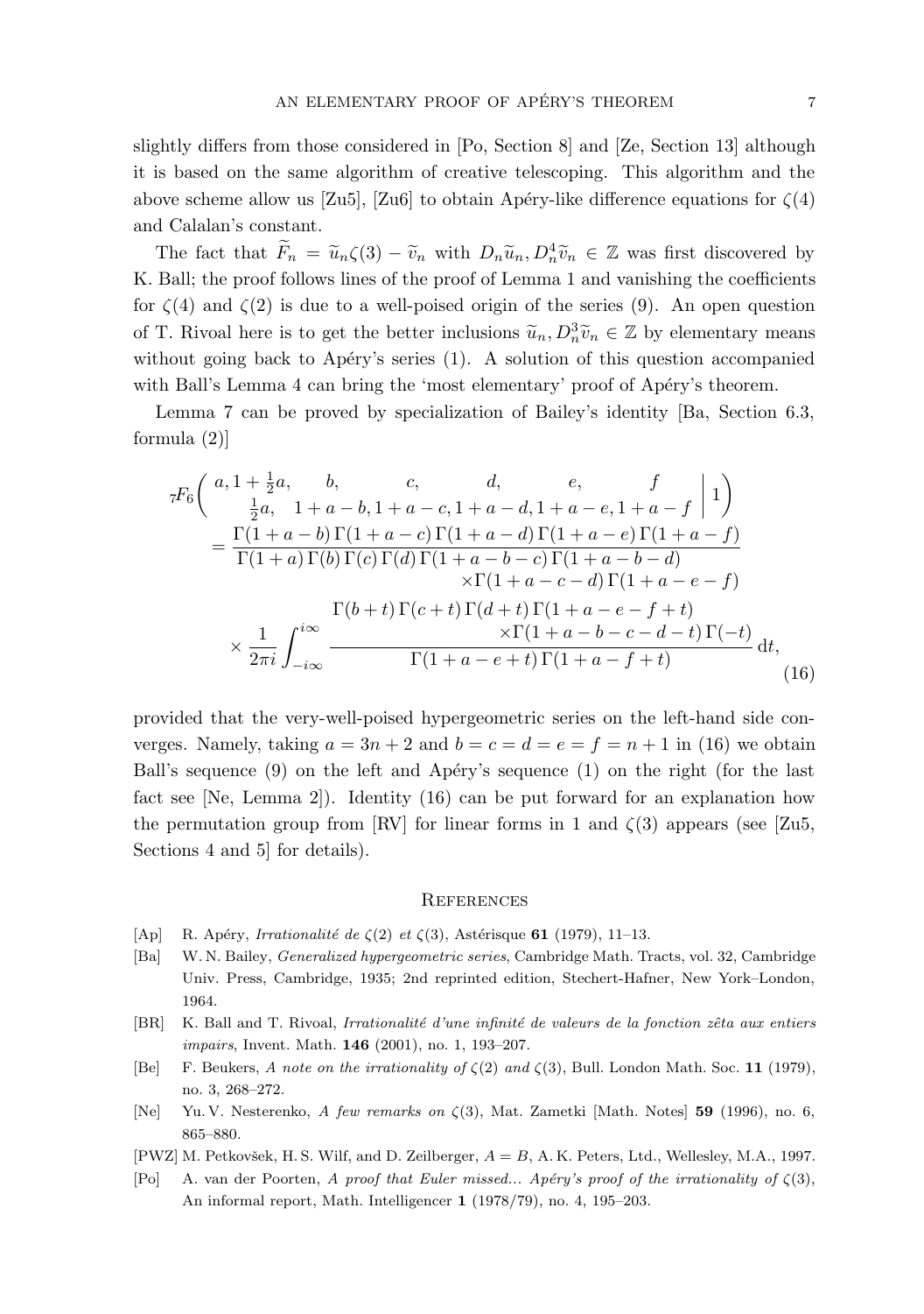slightly differs from those considered in [Po, Section 8] and [Ze, Section 13] although it is based on the same algorithm of creative telescoping. This algorithm and the above scheme allow us [Zu5], [Zu6] to obtain Apéry-like difference equations for $\zeta(4)$ and Calalan's constant.

The fact that $\widetilde{F}_n = \widetilde{u}_n\zeta(3) - \widetilde{v}_n$ with $D_n\widetilde{u}_n, D_n^4\widetilde{v}_n \in \mathbb{Z}$ was first discovered by K. Ball; the proof follows lines of the proof of Lemma 1 and vanishing the coefficients for $\zeta(4)$ and $\zeta(2)$ is due to a well-poised origin of the series (9). An open question of T. Rivoal here is to get the better inclusions $\widetilde{u}_n, D_n^3\widetilde{v}_n \in \mathbb{Z}$ by elementary means without going back to Apéry's series (1). A solution of this question accompanied with Ball's Lemma 4 can bring the 'most elementary' proof of Apéry's theorem.

Lemma 7 can be proved by specialization of Bailey's identity [Ba, Section 6.3, formula (2)]

$$
\begin{aligned}
{}_7F_6&\left( \begin{matrix} a, 1+\frac{1}{2}a, & b, & c, & d, & e, & f \\ \frac{1}{2}a, & 1+a-b, & 1+a-c, & 1+a-d, & 1+a-e, & 1+a-f \end{matrix} \,\middle|\, 1 \right) \\
&= \frac{\Gamma(1+a-b)\,\Gamma(1+a-c)\,\Gamma(1+a-d)\,\Gamma(1+a-e)\,\Gamma(1+a-f)}{\Gamma(1+a)\,\Gamma(b)\,\Gamma(c)\,\Gamma(d)\,\Gamma(1+a-b-c)\,\Gamma(1+a-b-d) \times\Gamma(1+a-c-d)\,\Gamma(1+a-e-f)} \\
&\quad\times \frac{1}{2\pi i}\int_{-i\infty}^{i\infty} \frac{\Gamma(b+t)\,\Gamma(c+t)\,\Gamma(d+t)\,\Gamma(1+a-e-f+t) \times\Gamma(1+a-b-c-d-t)\,\Gamma(-t)}{\Gamma(1+a-e+t)\,\Gamma(1+a-f+t)}\,\mathrm{d}t,
\end{aligned} \tag{16}
$$

provided that the very-well-poised hypergeometric series on the left-hand side converges. Namely, taking $a = 3n+2$ and $b = c = d = e = f = n+1$ in (16) we obtain Ball's sequence (9) on the left and Apéry's sequence (1) on the right (for the last fact see [Ne, Lemma 2]). Identity (16) can be put forward for an explanation how the permutation group from [RV] for linear forms in 1 and $\zeta(3)$ appears (see [Zu5, Sections 4 and 5] for details).

## References

- [Ap] R. Apéry, *Irrationalité de $\zeta(2)$ et $\zeta(3)$*, Astérisque **61** (1979), 11–13.
- [Ba] W. N. Bailey, *Generalized hypergeometric series*, Cambridge Math. Tracts, vol. 32, Cambridge Univ. Press, Cambridge, 1935; 2nd reprinted edition, Stechert-Hafner, New York–London, 1964.
- [BR] K. Ball and T. Rivoal, *Irrationalité d'une infinité de valeurs de la fonction zêta aux entiers impairs*, Invent. Math. **146** (2001), no. 1, 193–207.
- [Be] F. Beukers, *A note on the irrationality of $\zeta(2)$ and $\zeta(3)$*, Bull. London Math. Soc. **11** (1979), no. 3, 268–272.
- [Ne] Yu. V. Nesterenko, *A few remarks on $\zeta(3)$*, Mat. Zametki [Math. Notes] **59** (1996), no. 6, 865–880.
- [PWZ] M. Petkovšek, H. S. Wilf, and D. Zeilberger, *A = B*, A. K. Peters, Ltd., Wellesley, M.A., 1997.
- [Po] A. van der Poorten, *A proof that Euler missed... Apéry's proof of the irrationality of $\zeta(3)$*, An informal report, Math. Intelligencer **1** (1978/79), no. 4, 195–203.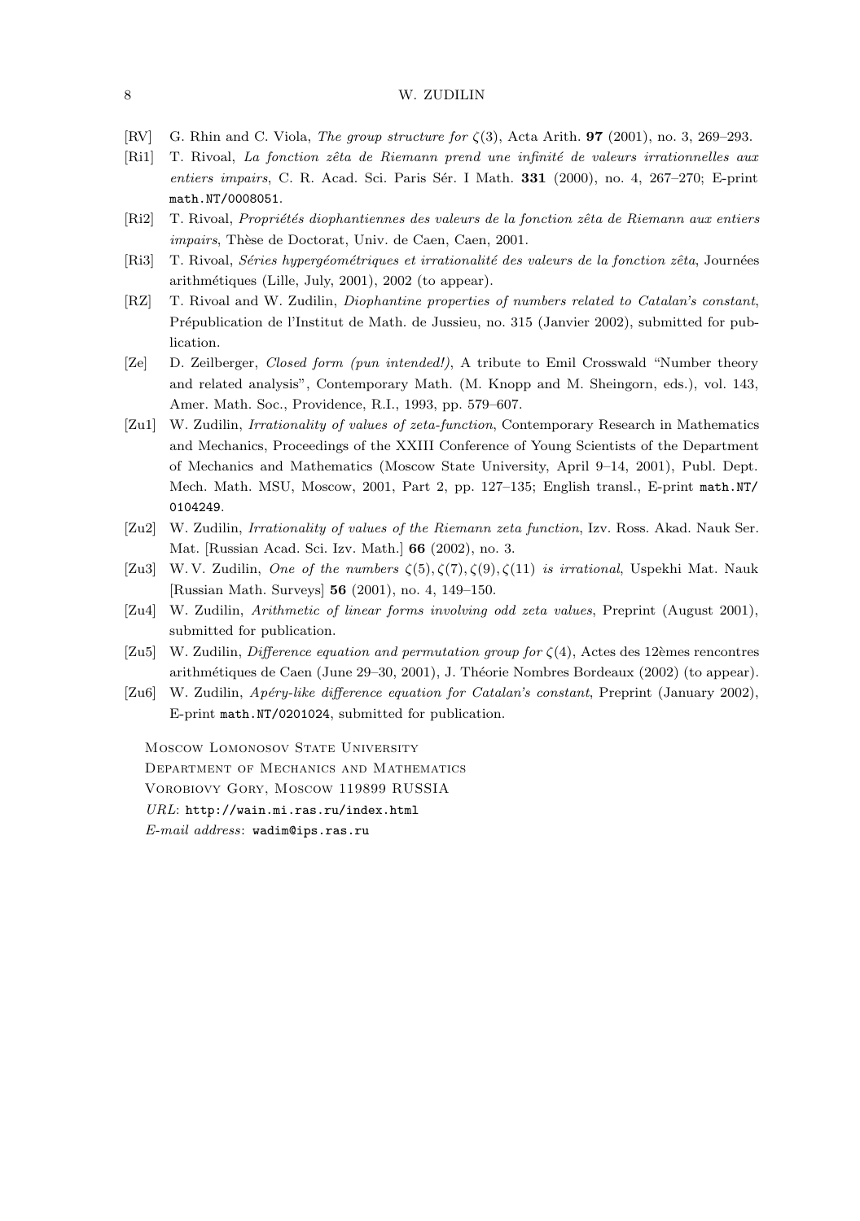[RV] G. Rhin and C. Viola, *The group structure for $\zeta(3)$*, Acta Arith. **97** (2001), no. 3, 269–293.

[Ri1] T. Rivoal, *La fonction zêta de Riemann prend une infinité de valeurs irrationnelles aux entiers impairs*, C. R. Acad. Sci. Paris Sér. I Math. **331** (2000), no. 4, 267–270; E-print `math.NT/0008051`.

[Ri2] T. Rivoal, *Propriétés diophantiennes des valeurs de la fonction zêta de Riemann aux entiers impairs*, Thèse de Doctorat, Univ. de Caen, Caen, 2001.

[Ri3] T. Rivoal, *Séries hypergéométriques et irrationalité des valeurs de la fonction zêta*, Journées arithmétiques (Lille, July, 2001), 2002 (to appear).

[RZ] T. Rivoal and W. Zudilin, *Diophantine properties of numbers related to Catalan's constant*, Prépublication de l'Institut de Math. de Jussieu, no. 315 (Janvier 2002), submitted for publication.

[Ze] D. Zeilberger, *Closed form (pun intended!)*, A tribute to Emil Crosswald "Number theory and related analysis", Contemporary Math. (M. Knopp and M. Sheingorn, eds.), vol. 143, Amer. Math. Soc., Providence, R.I., 1993, pp. 579–607.

[Zu1] W. Zudilin, *Irrationality of values of zeta-function*, Contemporary Research in Mathematics and Mechanics, Proceedings of the XXIII Conference of Young Scientists of the Department of Mechanics and Mathematics (Moscow State University, April 9–14, 2001), Publ. Dept. Mech. Math. MSU, Moscow, 2001, Part 2, pp. 127–135; English transl., E-print `math.NT/0104249`.

[Zu2] W. Zudilin, *Irrationality of values of the Riemann zeta function*, Izv. Ross. Akad. Nauk Ser. Mat. [Russian Acad. Sci. Izv. Math.] **66** (2002), no. 3.

[Zu3] W. V. Zudilin, *One of the numbers $\zeta(5), \zeta(7), \zeta(9), \zeta(11)$ is irrational*, Uspekhi Mat. Nauk [Russian Math. Surveys] **56** (2001), no. 4, 149–150.

[Zu4] W. Zudilin, *Arithmetic of linear forms involving odd zeta values*, Preprint (August 2001), submitted for publication.

[Zu5] W. Zudilin, *Difference equation and permutation group for $\zeta(4)$*, Actes des 12èmes rencontres arithmétiques de Caen (June 29–30, 2001), J. Théorie Nombres Bordeaux (2002) (to appear).

[Zu6] W. Zudilin, *Apéry-like difference equation for Catalan's constant*, Preprint (January 2002), E-print `math.NT/0201024`, submitted for publication.

Moscow Lomonosov State University
Department of Mechanics and Mathematics
Vorobiovy Gory, Moscow 119899 RUSSIA
*URL*: `http://wain.mi.ras.ru/index.html`
*E-mail address*: `wadim@ips.ras.ru`